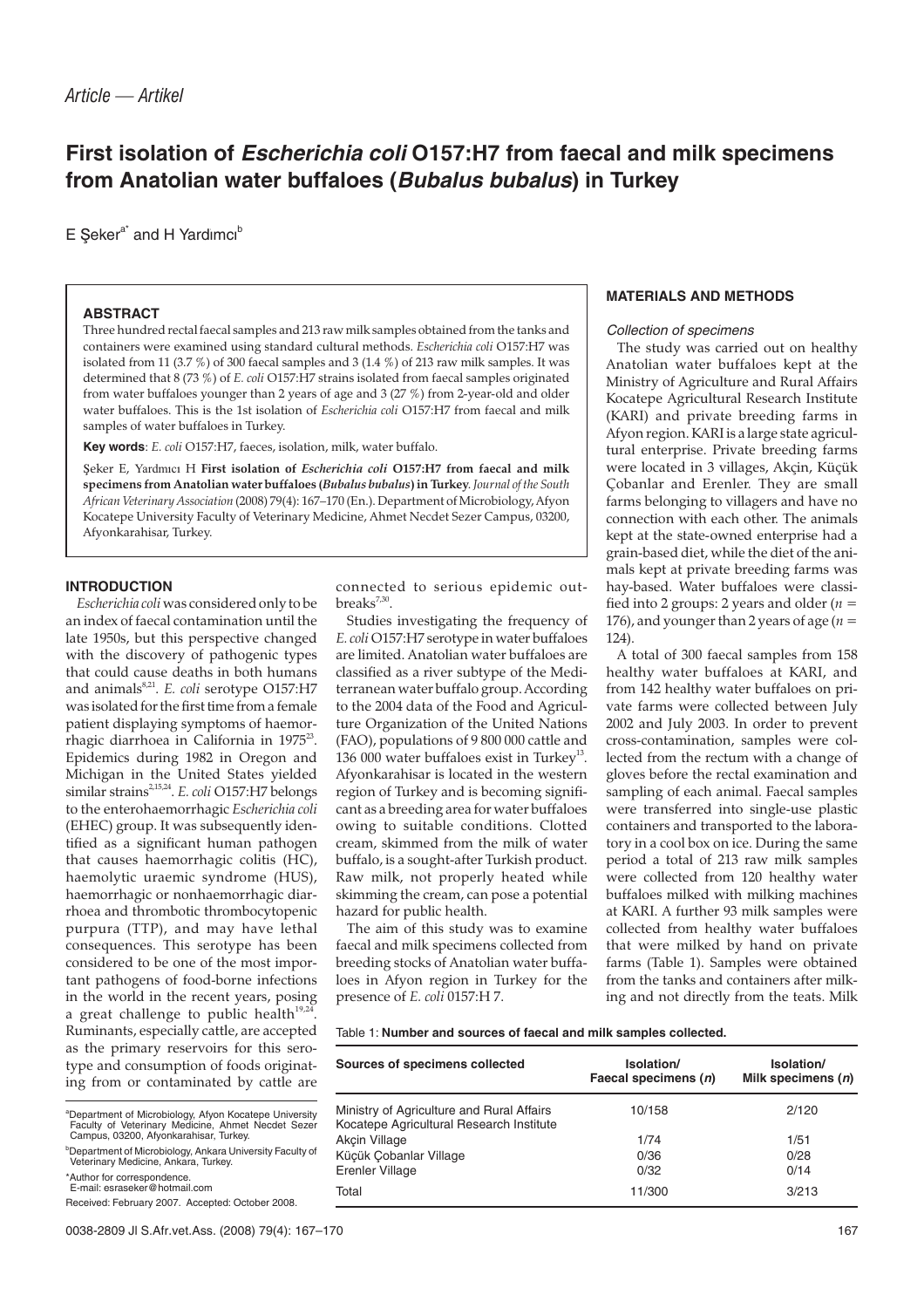*Article — Artikel*

# First isolation of *Escherichia coli* O157:H7 from faecal and milk specimens from Anatolian water buffaloes (*Bubalus bubalus*) in Turkey

E Şeker[a*] and H Yardımcı[b]

### ABSTRACT

Three hundred rectal faecal samples and 213 raw milk samples obtained from the tanks and containers were examined using standard cultural methods. *Escherichia coli* O157:H7 was isolated from 11 (3.7 %) of 300 faecal samples and 3 (1.4 %) of 213 raw milk samples. It was determined that 8 (73 %) of *E. coli* O157:H7 strains isolated from faecal samples originated from water buffaloes younger than 2 years of age and 3 (27 %) from 2-year-old and older water buffaloes. This is the 1st isolation of *Escherichia coli* O157:H7 from faecal and milk samples of water buffaloes in Turkey.

**Key words**: *E. coli* O157:H7, faeces, isolation, milk, water buffalo.

Şeker E, Yardımcı H **First isolation of *Escherichia coli* O157:H7 from faecal and milk specimens from Anatolian water buffaloes (*Bubalus bubalus*) in Turkey**. *Journal of the South African Veterinary Association* (2008) 79(4): 167–170 (En.). Department of Microbiology, Afyon Kocatepe University Faculty of Veterinary Medicine, Ahmet Necdet Sezer Campus, 03200, Afyonkarahisar, Turkey.

## INTRODUCTION

*Escherichia coli* was considered only to be an index of faecal contamination until the late 1950s, but this perspective changed with the discovery of pathogenic types that could cause deaths in both humans and animals[8,21]. *E. coli* serotype O157:H7 was isolated for the first time from a female patient displaying symptoms of haemorrhagic diarrhoea in California in 1975[23]. Epidemics during 1982 in Oregon and Michigan in the United States yielded similar strains[2,15,24]. *E. coli* O157:H7 belongs to the enterohaemorrhagic *Escherichia coli* (EHEC) group. It was subsequently identified as a significant human pathogen that causes haemorrhagic colitis (HC), haemolytic uraemic syndrome (HUS), haemorrhagic or nonhaemorrhagic diarrhoea and thrombotic thrombocytopenic purpura (TTP), and may have lethal consequences. This serotype has been considered to be one of the most important pathogens of food-borne infections in the world in the recent years, posing a great challenge to public health[19,24]. Ruminants, especially cattle, are accepted as the primary reservoirs for this serotype and consumption of foods originating from or contaminated by cattle are connected to serious epidemic outbreaks[7,30].

Studies investigating the frequency of *E. coli* O157:H7 serotype in water buffaloes are limited. Anatolian water buffaloes are classified as a river subtype of the Mediterranean water buffalo group. According to the 2004 data of the Food and Agriculture Organization of the United Nations (FAO), populations of 9 800 000 cattle and 136 000 water buffaloes exist in Turkey[13]. Afyonkarahisar is located in the western region of Turkey and is becoming significant as a breeding area for water buffaloes owing to suitable conditions. Clotted cream, skimmed from the milk of water buffalo, is a sought-after Turkish product. Raw milk, not properly heated while skimming the cream, can pose a potential hazard for public health.

The aim of this study was to examine faecal and milk specimens collected from breeding stocks of Anatolian water buffaloes in Afyon region in Turkey for the presence of *E. coli* 0157:H 7.

[a]Department of Microbiology, Afyon Kocatepe University Faculty of Veterinary Medicine, Ahmet Necdet Sezer Campus, 03200, Afyonkarahisar, Turkey.

[b]Department of Microbiology, Ankara University Faculty of Veterinary Medicine, Ankara, Turkey.

*Author for correspondence.
E-mail: esraseker@hotmail.com

Received: February 2007. Accepted: October 2008.

## MATERIALS AND METHODS

### Collection of specimens

The study was carried out on healthy Anatolian water buffaloes kept at the Ministry of Agriculture and Rural Affairs Kocatepe Agricultural Research Institute (KARI) and private breeding farms in Afyon region. KARI is a large state agricultural enterprise. Private breeding farms were located in 3 villages, Akçin, Küçük Çobanlar and Erenler. They are small farms belonging to villagers and have no connection with each other. The animals kept at the state-owned enterprise had a grain-based diet, while the diet of the animals kept at private breeding farms was hay-based. Water buffaloes were classified into 2 groups: 2 years and older ($n$ = 176), and younger than 2 years of age ($n$ = 124).

A total of 300 faecal samples from 158 healthy water buffaloes at KARI, and from 142 healthy water buffaloes on private farms were collected between July 2002 and July 2003. In order to prevent cross-contamination, samples were collected from the rectum with a change of gloves before the rectal examination and sampling of each animal. Faecal samples were transferred into single-use plastic containers and transported to the laboratory in a cool box on ice. During the same period a total of 213 raw milk samples were collected from 120 healthy water buffaloes milked with milking machines at KARI. A further 93 milk samples were collected from healthy water buffaloes that were milked by hand on private farms (Table 1). Samples were obtained from the tanks and containers after milking and not directly from the teats. Milk

Table 1: **Number and sources of faecal and milk samples collected.**

| Sources of specimens collected | Isolation/ Faecal specimens ($n$) | Isolation/ Milk specimens ($n$) |
|---|---|---|
| Ministry of Agriculture and Rural Affairs Kocatepe Agricultural Research Institute | 10/158 | 2/120 |
| Akçin Village | 1/74 | 1/51 |
| Küçük Çobanlar Village | 0/36 | 0/28 |
| Erenler Village | 0/32 | 0/14 |
| Total | 11/300 | 3/213 |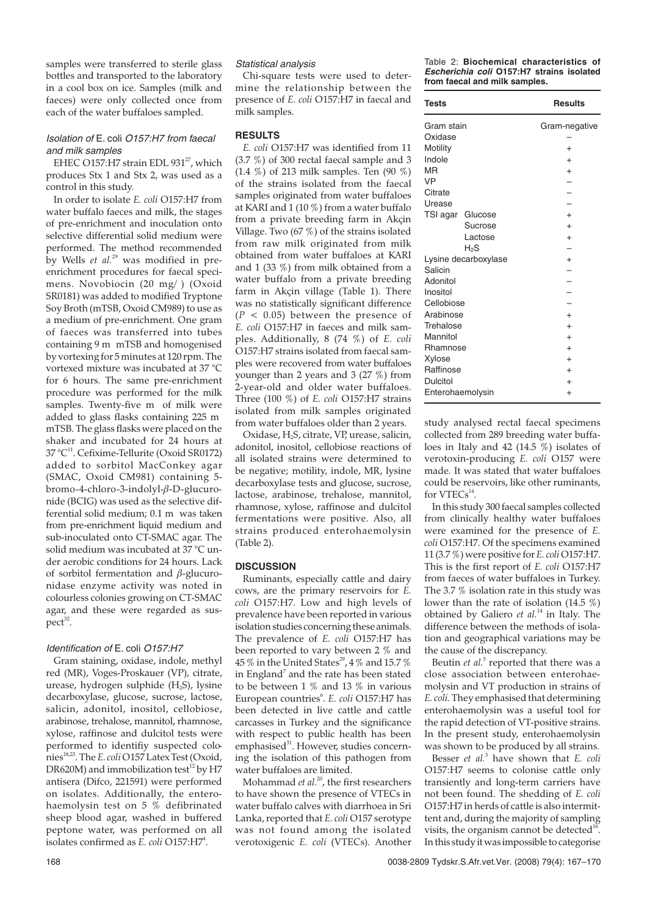samples were transferred to sterile glass bottles and transported to the laboratory in a cool box on ice. Samples (milk and faeces) were only collected once from each of the water buffaloes sampled.

### Isolation of *E. coli* O157:H7 from faecal and milk samples

EHEC O157:H7 strain EDL 931[27], which produces Stx 1 and Stx 2, was used as a control in this study.

In order to isolate *E. coli* O157:H7 from water buffalo faeces and milk, the stages of pre-enrichment and inoculation onto selective differential solid medium were performed. The method recommended by Wells *et al.*[29] was modified in pre-enrichment procedures for faecal specimens. Novobiocin (20 mg/ ) (Oxoid SR0181) was added to modified Tryptone Soy Broth (mTSB, Oxoid CM989) to use as a medium of pre-enrichment. One gram of faeces was transferred into tubes containing 9 m  mTSB and homogenised by vortexing for 5 minutes at 120 rpm. The vortexed mixture was incubated at 37 °C for 6 hours. The same pre-enrichment procedure was performed for the milk samples. Twenty-five m  of milk were added to glass flasks containing 225 m  mTSB. The glass flasks were placed on the shaker and incubated for 24 hours at 37 °C[11]. Cefixime-Tellurite (Oxoid SR0172) added to sorbitol MacConkey agar (SMAC, Oxoid CM981) containing 5-bromo-4-chloro-3-indolyl-$\beta$-D-glucuronide (BCIG) was used as the selective differential solid medium; 0.1 m  was taken from pre-enrichment liquid medium and sub-inoculated onto CT-SMAC agar. The solid medium was incubated at 37 °C under aerobic conditions for 24 hours. Lack of sorbitol fermentation and $\beta$-glucuronidase enzyme activity was noted in colourless colonies growing on CT-SMAC agar, and these were regarded as suspect[32].

### Identification of *E. coli* O157:H7

Gram staining, oxidase, indole, methyl red (MR), Voges-Proskauer (VP), citrate, urease, hydrogen sulphide ($H_2S$), lysine decarboxylase, glucose, sucrose, lactose, salicin, adonitol, inositol, cellobiose, arabinose, trehalose, mannitol, rhamnose, xylose, raffinose and dulcitol tests were performed to identifiy suspected colonies[18,25]. The *E. coli* O157 Latex Test (Oxoid, DR620M) and immobilization test[12] by H7 antisera (Difco, 221591) were performed on isolates. Additionally, the enterohaemolysin test on 5 % defibrinated sheep blood agar, washed in buffered peptone water, was performed on all isolates confirmed as *E. coli* O157:H7[4].

### Statistical analysis

Chi-square tests were used to determine the relationship between the presence of *E. coli* O157:H7 in faecal and milk samples.

## RESULTS

*E. coli* O157:H7 was identified from 11 (3.7 %) of 300 rectal faecal sample and 3 (1.4 %) of 213 milk samples. Ten (90 %) of the strains isolated from the faecal samples originated from water buffaloes at KARI and 1 (10 %) from a water buffalo from a private breeding farm in Akçin Village. Two (67 %) of the strains isolated from raw milk originated from milk obtained from water buffaloes at KARI and 1 (33 %) from milk obtained from a water buffalo from a private breeding farm in Akçin village (Table 1). There was no statistically significant difference ($P < 0.05$) between the presence of *E. coli* O157:H7 in faeces and milk samples. Additionally, 8 (74 %) of *E. coli* O157:H7 strains isolated from faecal samples were recovered from water buffaloes younger than 2 years and 3 (27 %) from 2-year-old and older water buffaloes. Three (100 %) of *E. coli* O157:H7 strains isolated from milk samples originated from water buffaloes older than 2 years.

Oxidase, $H_2S$, citrate, VP, urease, salicin, adonitol, inositol, cellobiose reactions of all isolated strains were determined to be negative; motility, indole, MR, lysine decarboxylase tests and glucose, sucrose, lactose, arabinose, trehalose, mannitol, rhamnose, xylose, raffinose and dulcitol fermentations were positive. Also, all strains produced enterohaemolysin (Table 2).

Table 2: **Biochemical characteristics of *Escherichia coli* O157:H7 strains isolated from faecal and milk samples.**

| Tests | | Results |
|---|---|---|
| Gram stain | | Gram-negative |
| Oxidase | | – |
| Motility | | + |
| Indole | | + |
| MR | | + |
| VP | | – |
| Citrate | | – |
| Urease | | – |
| TSI agar | Glucose | + |
| | Sucrose | + |
| | Lactose | + |
| | $H_2S$ | – |
| Lysine decarboxylase | | + |
| Salicin | | – |
| Adonitol | | – |
| Inositol | | – |
| Cellobiose | | – |
| Arabinose | | + |
| Trehalose | | + |
| Mannitol | | + |
| Rhamnose | | + |
| Xylose | | + |
| Raffinose | | + |
| Dulcitol | | + |
| Enterohaemolysin | | + |

## DISCUSSION

Ruminants, especially cattle and dairy cows, are the primary reservoirs for *E. coli* O157:H7. Low and high levels of prevalence have been reported in various isolation studies concerning these animals. The prevalence of *E. coli* O157:H7 has been reported to vary between 2 % and 45 % in the United States[29], 4 % and 15.7 % in England[7] and the rate has been stated to be between 1 % and 13 % in various European countries[6]. *E. coli* O157:H7 has been detected in live cattle and cattle carcasses in Turkey and the significance with respect to public health has been emphasised[31]. However, studies concerning the isolation of this pathogen from water buffaloes are limited.

Mohammad *et al.*[20], the first researchers to have shown the presence of VTECs in water buffalo calves with diarrhoea in Sri Lanka, reported that *E. coli* O157 serotype was not found among the isolated verotoxigenic *E. coli* (VTECs). Another study analysed rectal faecal specimens collected from 289 breeding water buffaloes in Italy and 42 (14.5 %) isolates of verotoxin-producing *E. coli* O157 were made. It was stated that water buffaloes could be reservoirs, like other ruminants, for VTECs[14].

In this study 300 faecal samples collected from clinically healthy water buffaloes were examined for the presence of *E. coli* O157:H7. Of the specimens examined 11 (3.7 %) were positive for *E. coli* O157:H7. This is the first report of *E. coli* O157:H7 from faeces of water buffaloes in Turkey. The 3.7 % isolation rate in this study was lower than the rate of isolation (14.5 %) obtained by Galiero *et al.*[14] in Italy. The difference between the methods of isolation and geographical variations may be the cause of the discrepancy.

Beutin *et al.*[5] reported that there was a close association between enterohaemolysin and VT production in strains of *E. coli*. They emphasised that determining enterohaemolysin was a useful tool for the rapid detection of VT-positive strains. In the present study, enterohaemolysin was shown to be produced by all strains.

Besser *et al.*[3] have shown that *E. coli* O157:H7 seems to colonise cattle only transiently and long-term carriers have not been found. The shedding of *E. coli* O157:H7 in herds of cattle is also intermittent and, during the majority of sampling visits, the organism cannot be detected[16]. In this study it was impossible to categorise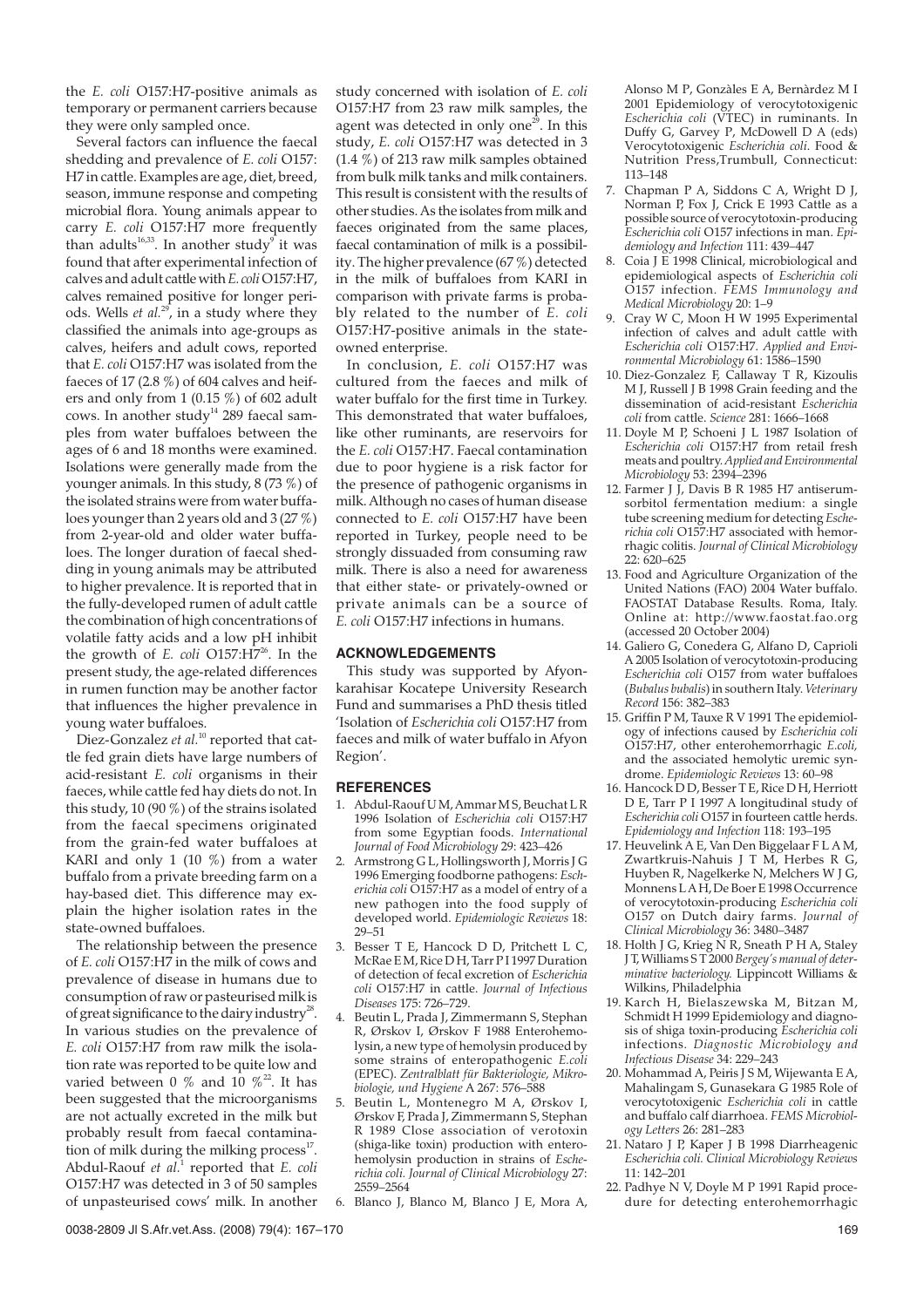the *E. coli* O157:H7-positive animals as temporary or permanent carriers because they were only sampled once.

Several factors can influence the faecal shedding and prevalence of *E. coli* O157: H7 in cattle. Examples are age, diet, breed, season, immune response and competing microbial flora. Young animals appear to carry *E. coli* O157:H7 more frequently than adults[16,33]. In another study[9] it was found that after experimental infection of calves and adult cattle with *E. coli* O157:H7, calves remained positive for longer periods. Wells *et al.*[29], in a study where they classified the animals into age-groups as calves, heifers and adult cows, reported that *E. coli* O157:H7 was isolated from the faeces of 17 (2.8 %) of 604 calves and heifers and only from 1 (0.15 %) of 602 adult cows. In another study[14] 289 faecal samples from water buffaloes between the ages of 6 and 18 months were examined. Isolations were generally made from the younger animals. In this study, 8 (73 %) of the isolated strains were from water buffaloes younger than 2 years old and 3 (27 %) from 2-year-old and older water buffaloes. The longer duration of faecal shedding in young animals may be attributed to higher prevalence. It is reported that in the fully-developed rumen of adult cattle the combination of high concentrations of volatile fatty acids and a low pH inhibit the growth of *E. coli* O157:H7[26]. In the present study, the age-related differences in rumen function may be another factor that influences the higher prevalence in young water buffaloes.

Diez-Gonzalez *et al.*[10] reported that cattle fed grain diets have large numbers of acid-resistant *E. coli* organisms in their faeces, while cattle fed hay diets do not. In this study, 10 (90 %) of the strains isolated from the faecal specimens originated from the grain-fed water buffaloes at KARI and only 1 (10 %) from a water buffalo from a private breeding farm on a hay-based diet. This difference may explain the higher isolation rates in the state-owned buffaloes.

The relationship between the presence of *E. coli* O157:H7 in the milk of cows and prevalence of disease in humans due to consumption of raw or pasteurised milk is of great significance to the dairy industry[28]. In various studies on the prevalence of *E. coli* O157:H7 from raw milk the isolation rate was reported to be quite low and varied between 0 % and 10 %[22]. It has been suggested that the microorganisms are not actually excreted in the milk but probably result from faecal contamination of milk during the milking process[17]. Abdul-Raouf *et al.*[1] reported that *E. coli* O157:H7 was detected in 3 of 50 samples of unpasteurised cows' milk. In another study concerned with isolation of *E. coli* O157:H7 from 23 raw milk samples, the agent was detected in only one[29]. In this study, *E. coli* O157:H7 was detected in 3 (1.4 %) of 213 raw milk samples obtained from bulk milk tanks and milk containers. This result is consistent with the results of other studies. As the isolates from milk and faeces originated from the same places, faecal contamination of milk is a possibility. The higher prevalence (67 %) detected in the milk of buffaloes from KARI in comparison with private farms is probably related to the number of *E. coli* O157:H7-positive animals in the state-owned enterprise.

In conclusion, *E. coli* O157:H7 was cultured from the faeces and milk of water buffalo for the first time in Turkey. This demonstrated that water buffaloes, like other ruminants, are reservoirs for the *E. coli* O157:H7. Faecal contamination due to poor hygiene is a risk factor for the presence of pathogenic organisms in milk. Although no cases of human disease connected to *E. coli* O157:H7 have been reported in Turkey, people need to be strongly dissuaded from consuming raw milk. There is also a need for awareness that either state- or privately-owned or private animals can be a source of *E. coli* O157:H7 infections in humans.

## ACKNOWLEDGEMENTS

This study was supported by Afyonkarahisar Kocatepe University Research Fund and summarises a PhD thesis titled 'Isolation of *Escherichia coli* O157:H7 from faeces and milk of water buffalo in Afyon Region'.

## REFERENCES

1. Abdul-Raouf U M, Ammar M S, Beuchat L R 1996 Isolation of *Escherichia coli* O157:H7 from some Egyptian foods. *International Journal of Food Microbiology* 29: 423–426
2. Armstrong G L, Hollingsworth J, Morris J G 1996 Emerging foodborne pathogens: *Escherichia coli* O157:H7 as a model of entry of a new pathogen into the food supply of developed world. *Epidemiologic Reviews* 18: 29–51
3. Besser T E, Hancock D D, Pritchett L C, McRae E M, Rice D H, Tarr P I 1997 Duration of detection of fecal excretion of *Escherichia coli* O157:H7 in cattle. *Journal of Infectious Diseases* 175: 726–729.
4. Beutin L, Prada J, Zimmermann S, Stephan R, Ørskov I, Ørskov F 1988 Enterohemolysin, a new type of hemolysin produced by some strains of enteropathogenic *E.coli* (EPEC). *Zentralblatt für Bakteriologie, Mikrobiologie, und Hygiene* A 267: 576–588
5. Beutin L, Montenegro M A, Ørskov I, Ørskov F, Prada J, Zimmermann S, Stephan R 1989 Close association of verotoxin (shiga-like toxin) production with enterohemolysin production in strains of *Escherichia coli*. *Journal of Clinical Microbiology* 27: 2559–2564
6. Blanco J, Blanco M, Blanco J E, Mora A, Alonso M P, Gonzàles E A, Bernàrdez M I 2001 Epidemiology of verocytotoxigenic *Escherichia coli* (VTEC) in ruminants. In Duffy G, Garvey P, McDowell D A (eds) Verocytotoxigenic *Escherichia coli*. Food & Nutrition Press,Trumbull, Connecticut: 113–148
7. Chapman P A, Siddons C A, Wright D J, Norman P, Fox J, Crick E 1993 Cattle as a possible source of verocytotoxin-producing *Escherichia coli* O157 infections in man. *Epidemiology and Infection* 111: 439–447
8. Coia J E 1998 Clinical, microbiological and epidemiological aspects of *Escherichia coli* O157 infection. *FEMS Immunology and Medical Microbiology* 20: 1–9
9. Cray W C, Moon H W 1995 Experimental infection of calves and adult cattle with *Escherichia coli* O157:H7. *Applied and Environmental Microbiology* 61: 1586–1590
10. Diez-Gonzalez F, Callaway T R, Kizoulis M J, Russell J B 1998 Grain feeding and the dissemination of acid-resistant *Escherichia coli* from cattle. *Science* 281: 1666–1668
11. Doyle M P, Schoeni J L 1987 Isolation of *Escherichia coli* O157:H7 from retail fresh meats and poultry. *Applied and Environmental Microbiology* 53: 2394–2396
12. Farmer J J, Davis B R 1985 H7 antiserum-sorbitol fermentation medium: a single tube screening medium for detecting *Escherichia coli* O157:H7 associated with hemorrhagic colitis. *Journal of Clinical Microbiology* 22: 620–625
13. Food and Agriculture Organization of the United Nations (FAO) 2004 Water buffalo. FAOSTAT Database Results. Roma, Italy. Online at: http://www.faostat.fao.org (accessed 20 October 2004)
14. Galiero G, Conedera G, Alfano D, Caprioli A 2005 Isolation of verocytotoxin-producing *Escherichia coli* O157 from water buffaloes (*Bubalus bubalis*) in southern Italy. *Veterinary Record* 156: 382–383
15. Griffin P M, Tauxe R V 1991 The epidemiology of infections caused by *Escherichia coli* O157:H7, other enterohemorrhagic *E.coli*, and the associated hemolytic uremic syndrome. *Epidemiologic Reviews* 13: 60–98
16. Hancock D D, Besser T E, Rice D H, Herriott D E, Tarr P I 1997 A longitudinal study of *Escherichia coli* O157 in fourteen cattle herds. *Epidemiology and Infection* 118: 193–195
17. Heuvelink A E, Van Den Biggelaar F L A M, Zwartkruis-Nahuis J T M, Herbes R G, Huyben R, Nagelkerke N, Melchers W J G, Monnens L A H, De Boer E 1998 Occurrence of verocytotoxin-producing *Escherichia coli* O157 on Dutch dairy farms. *Journal of Clinical Microbiology* 36: 3480–3487
18. Holth J G, Krieg N R, Sneath P H A, Staley J T, Williams S T 2000 *Bergey's manual of determinative bacteriology.* Lippincott Williams & Wilkins, Philadelphia
19. Karch H, Bielaszewska M, Bitzan M, Schmidt H 1999 Epidemiology and diagnosis of shiga toxin-producing *Escherichia coli* infections. *Diagnostic Microbiology and Infectious Disease* 34: 229–243
20. Mohammad A, Peiris J S M, Wijewanta E A, Mahalingam S, Gunasekara G 1985 Role of verocytotoxigenic *Escherichia coli* in cattle and buffalo calf diarrhoea. *FEMS Microbiology Letters* 26: 281–283
21. Nataro J P, Kaper J B 1998 Diarrheagenic *Escherichia coli. Clinical Microbiology Reviews* 11: 142–201
22. Padhye N V, Doyle M P 1991 Rapid procedure for detecting enterohemorrhagic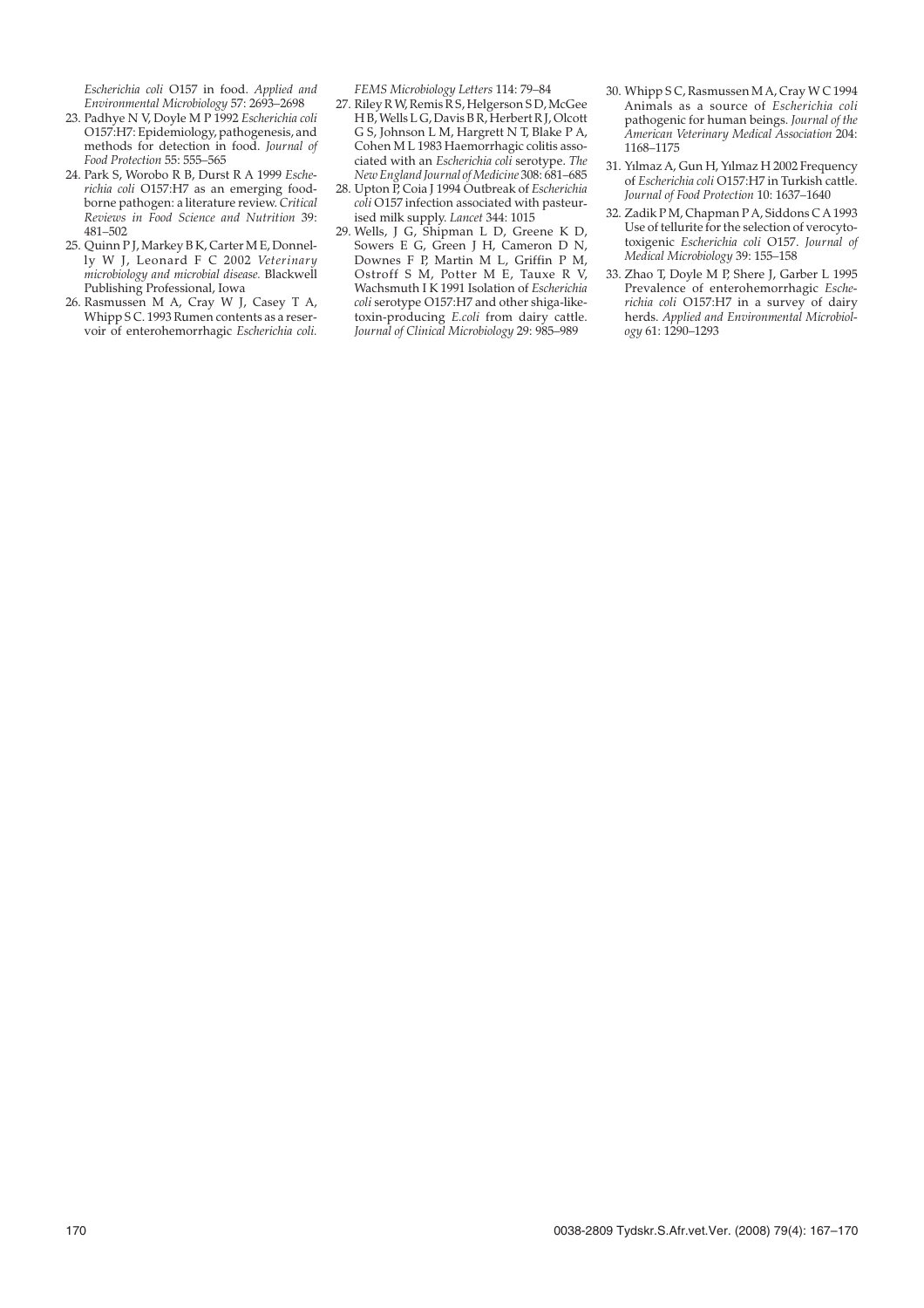*Escherichia coli* O157 in food. *Applied and Environmental Microbiology* 57: 2693–2698

23. Padhye N V, Doyle M P 1992 *Escherichia coli* O157:H7: Epidemiology, pathogenesis, and methods for detection in food. *Journal of Food Protection* 55: 555–565
24. Park S, Worobo R B, Durst R A 1999 *Escherichia coli* O157:H7 as an emerging foodborne pathogen: a literature review. *Critical Reviews in Food Science and Nutrition* 39: 481–502
25. Quinn P J, Markey B K, Carter M E, Donnelly W J, Leonard F C 2002 *Veterinary microbiology and microbial disease.* Blackwell Publishing Professional, Iowa
26. Rasmussen M A, Cray W J, Casey T A, Whipp S C. 1993 Rumen contents as a reservoir of enterohemorrhagic *Escherichia coli. FEMS Microbiology Letters* 114: 79–84
27. Riley R W, Remis R S, Helgerson S D, McGee H B, Wells L G, Davis B R, Herbert R J, Olcott G S, Johnson L M, Hargrett N T, Blake P A, Cohen M L 1983 Haemorrhagic colitis associated with an *Escherichia coli* serotype. *The New England Journal of Medicine* 308: 681–685
28. Upton P, Coia J 1994 Outbreak of *Escherichia coli* O157 infection associated with pasteurised milk supply. *Lancet* 344: 1015
29. Wells, J G, Shipman L D, Greene K D, Sowers E G, Green J H, Cameron D N, Downes F P, Martin M L, Griffin P M, Ostroff S M, Potter M E, Tauxe R V, Wachsmuth I K 1991 Isolation of *Escherichia coli* serotype O157:H7 and other shiga-like-toxin-producing *E.coli* from dairy cattle. *Journal of Clinical Microbiology* 29: 985–989
30. Whipp S C, Rasmussen M A, Cray W C 1994 Animals as a source of *Escherichia coli* pathogenic for human beings. *Journal of the American Veterinary Medical Association* 204: 1168–1175
31. Yılmaz A, Gun H, Yılmaz H 2002 Frequency of *Escherichia coli* O157:H7 in Turkish cattle. *Journal of Food Protection* 10: 1637–1640
32. Zadik P M, Chapman P A, Siddons C A 1993 Use of tellurite for the selection of verocytotoxigenic *Escherichia coli* O157. *Journal of Medical Microbiology* 39: 155–158
33. Zhao T, Doyle M P, Shere J, Garber L 1995 Prevalence of enterohemorrhagic *Escherichia coli* O157:H7 in a survey of dairy herds. *Applied and Environmental Microbiology* 61: 1290–1293